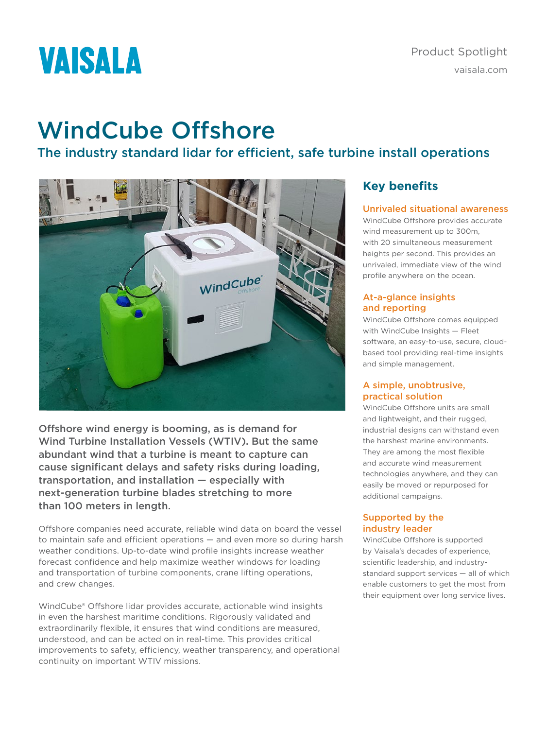VAISALA

Product Spotlight

vaisala.com

# WindCube Offshore

## The industry standard lidar for efficient, safe turbine install operations

**Offshore wind energy is booming, as is demand for Wind Turbine Installation Vessels (WTIV). But the same abundant wind that a turbine is meant to capture can cause significant delays and safety risks during loading, transportation, and installation — especially with next-generation turbine blades stretching to more than 100 meters in length.**

Offshore companies need accurate, reliable wind data on board the vessel to maintain safe and efficient operations — and even more so during harsh weather conditions. Up-to-date wind profile insights increase weather forecast confidence and help maximize weather windows for loading and transportation of turbine components, crane lifting operations, and crew changes.

WindCube® Offshore lidar provides accurate, actionable wind insights in even the harshest maritime conditions. Rigorously validated and extraordinarily flexible, it ensures that wind conditions are measured, understood, and can be acted on in real-time. This provides critical improvements to safety, efficiency, weather transparency, and operational continuity on important WTIV missions.

## Key benefits

### Unrivaled situational awareness

WindCube Offshore provides accurate wind measurement up to 300m, with 20 simultaneous measurement heights per second. This provides an unrivaled, immediate view of the wind profile anywhere on the ocean.

### At-a-glance insights and reporting

WindCube Offshore comes equipped with WindCube Insights — Fleet software, an easy-to-use, secure, cloud-based tool providing real-time insights and simple management.

### A simple, unobtrusive, practical solution

WindCube Offshore units are small and lightweight, and their rugged, industrial designs can withstand even the harshest marine environments. They are among the most flexible and accurate wind measurement technologies anywhere, and they can easily be moved or repurposed for additional campaigns.

### Supported by the industry leader

WindCube Offshore is supported by Vaisala's decades of experience, scientific leadership, and industry-standard support services — all of which enable customers to get the most from their equipment over long service lives.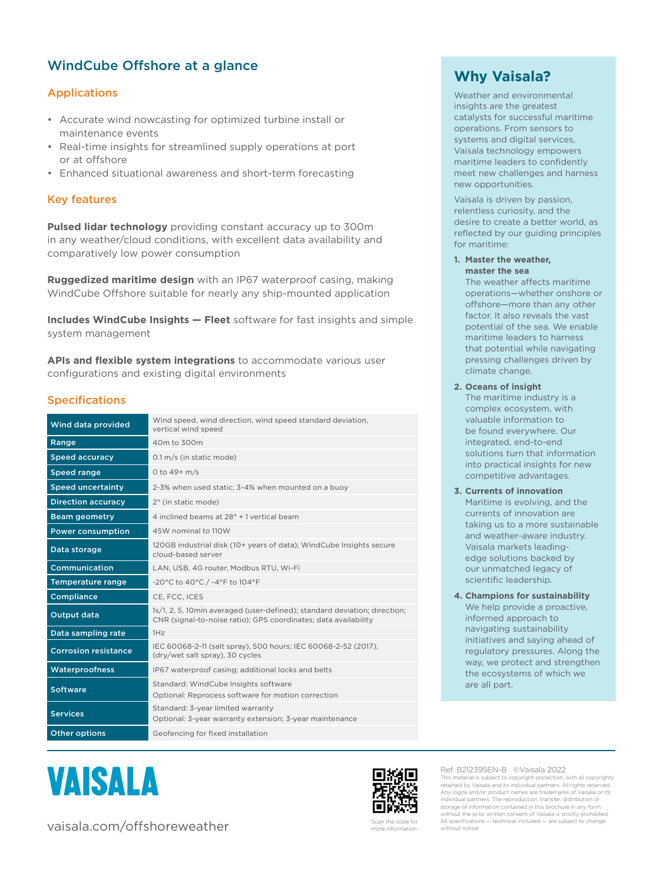## WindCube Offshore at a glance

### Applications

- Accurate wind nowcasting for optimized turbine install or maintenance events
- Real-time insights for streamlined supply operations at port or at offshore
- Enhanced situational awareness and short-term forecasting

### Key features

**Pulsed lidar technology** providing constant accuracy up to 300m in any weather/cloud conditions, with excellent data availability and comparatively low power consumption

**Ruggedized maritime design** with an IP67 waterproof casing, making WindCube Offshore suitable for nearly any ship-mounted application

**Includes WindCube Insights — Fleet** software for fast insights and simple system management

**APIs and flexible system integrations** to accommodate various user configurations and existing digital environments

### Specifications

| | |
|---|---|
| **Wind data provided** | Wind speed, wind direction, wind speed standard deviation, vertical wind speed |
| **Range** | 40m to 300m |
| **Speed accuracy** | 0.1 m/s (in static mode) |
| **Speed range** | 0 to 49+ m/s |
| **Speed uncertainty** | 2-3% when used static; 3-4% when mounted on a buoy |
| **Direction accuracy** | 2° (in static mode) |
| **Beam geometry** | 4 inclined beams at 28° + 1 vertical beam |
| **Power consumption** | 45W nominal to 110W |
| **Data storage** | 120GB industrial disk (10+ years of data); WindCube Insights secure cloud-based server |
| **Communication** | LAN, USB, 4G router, Modbus RTU, Wi-Fi |
| **Temperature range** | -20°C to 40°C / -4°F to 104°F |
| **Compliance** | CE, FCC, ICES |
| **Output data** | 1s/1, 2, 5, 10min averaged (user-defined); standard deviation; direction; CNR (signal-to-noise ratio); GPS coordinates; data availability |
| **Data sampling rate** | 1Hz |
| **Corrosion resistance** | IEC 60068-2-11 (salt spray), 500 hours; IEC 60068-2-52 (2017), (dry/wet salt spray), 30 cycles |
| **Waterproofness** | IP67 waterproof casing; additional locks and belts |
| **Software** | Standard: WindCube Insights software<br>Optional: Reprocess software for motion correction |
| **Services** | Standard: 3-year limited warranty<br>Optional: 3-year warranty extension; 3-year maintenance |
| **Other options** | Geofencing for fixed installation |

## Why Vaisala?

Weather and environmental insights are the greatest catalysts for successful maritime operations. From sensors to systems and digital services, Vaisala technology empowers maritime leaders to confidently meet new challenges and harness new opportunities.

Vaisala is driven by passion, relentless curiosity, and the desire to create a better world, as reflected by our guiding principles for maritime:

1. **Master the weather, master the sea**
   The weather affects maritime operations—whether onshore or offshore—more than any other factor. It also reveals the vast potential of the sea. We enable maritime leaders to harness that potential while navigating pressing challenges driven by climate change.
2. **Oceans of insight**
   The maritime industry is a complex ecosystem, with valuable information to be found everywhere. Our integrated, end-to-end solutions turn that information into practical insights for new competitive advantages.
3. **Currents of innovation**
   Maritime is evolving, and the currents of innovation are taking us to a more sustainable and weather-aware industry. Vaisala markets leading-edge solutions backed by our unmatched legacy of scientific leadership.
4. **Champions for sustainability**
   We help provide a proactive, informed approach to navigating sustainability initiatives and saying ahead of regulatory pressures. Along the way, we protect and strengthen the ecosystems of which we are all part.

VAISALA

vaisala.com/offshoreweather

Scan the code for more information

Ref. B212395EN-B ©Vaisala 2022
This material is subject to copyright protection, with all copyrights retained by Vaisala and its individual partners. All rights reserved. Any logos and/or product names are trademarks of Vaisala or its individual partners. The reproduction, transfer, distribution or storage of information contained in this brochure in any form without the prior written consent of Vaisala is strictly prohibited. All specifications — technical included — are subject to change without notice.